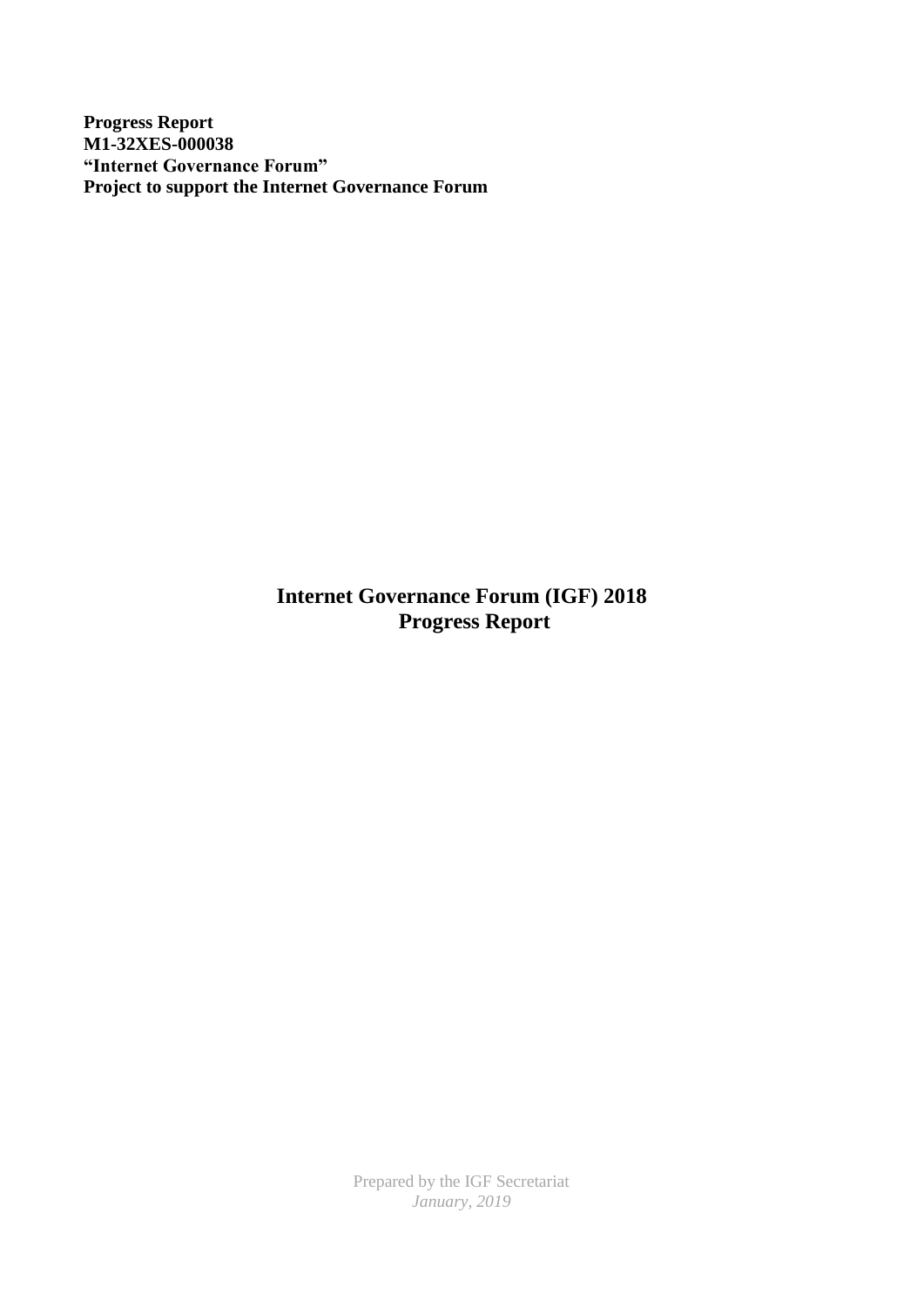**Progress Report**
**M1-32XES-000038**
**"Internet Governance Forum"**
**Project to support the Internet Governance Forum**

# Internet Governance Forum (IGF) 2018
# Progress Report

Prepared by the IGF Secretariat
*January, 2019*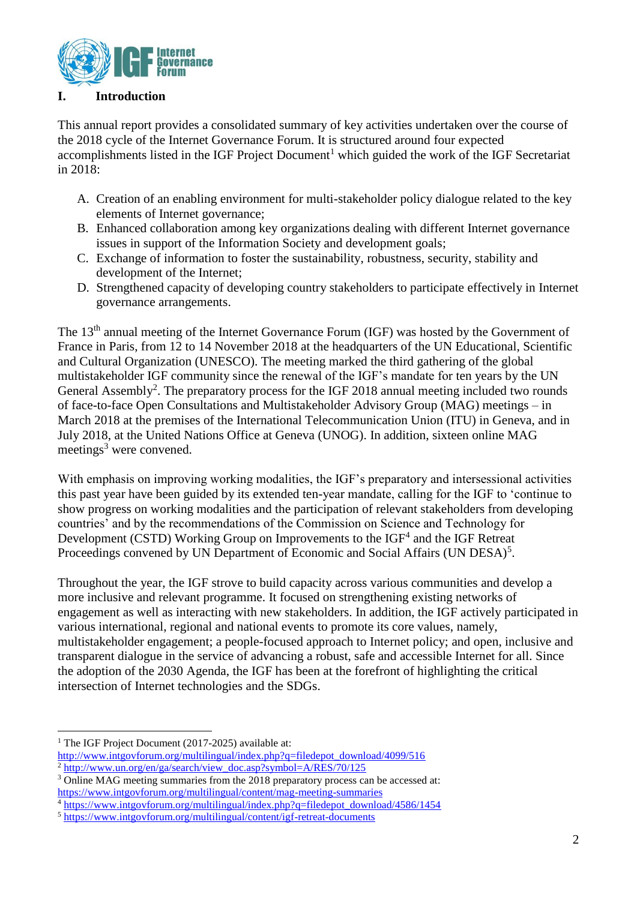## I. Introduction

This annual report provides a consolidated summary of key activities undertaken over the course of the 2018 cycle of the Internet Governance Forum. It is structured around four expected accomplishments listed in the IGF Project Document[1] which guided the work of the IGF Secretariat in 2018:

A. Creation of an enabling environment for multi-stakeholder policy dialogue related to the key elements of Internet governance;
B. Enhanced collaboration among key organizations dealing with different Internet governance issues in support of the Information Society and development goals;
C. Exchange of information to foster the sustainability, robustness, security, stability and development of the Internet;
D. Strengthened capacity of developing country stakeholders to participate effectively in Internet governance arrangements.

The 13th annual meeting of the Internet Governance Forum (IGF) was hosted by the Government of France in Paris, from 12 to 14 November 2018 at the headquarters of the UN Educational, Scientific and Cultural Organization (UNESCO). The meeting marked the third gathering of the global multistakeholder IGF community since the renewal of the IGF's mandate for ten years by the UN General Assembly[2]. The preparatory process for the IGF 2018 annual meeting included two rounds of face-to-face Open Consultations and Multistakeholder Advisory Group (MAG) meetings – in March 2018 at the premises of the International Telecommunication Union (ITU) in Geneva, and in July 2018, at the United Nations Office at Geneva (UNOG). In addition, sixteen online MAG meetings[3] were convened.

With emphasis on improving working modalities, the IGF's preparatory and intersessional activities this past year have been guided by its extended ten-year mandate, calling for the IGF to 'continue to show progress on working modalities and the participation of relevant stakeholders from developing countries' and by the recommendations of the Commission on Science and Technology for Development (CSTD) Working Group on Improvements to the IGF[4] and the IGF Retreat Proceedings convened by UN Department of Economic and Social Affairs (UN DESA)[5].

Throughout the year, the IGF strove to build capacity across various communities and develop a more inclusive and relevant programme. It focused on strengthening existing networks of engagement as well as interacting with new stakeholders. In addition, the IGF actively participated in various international, regional and national events to promote its core values, namely, multistakeholder engagement; a people-focused approach to Internet policy; and open, inclusive and transparent dialogue in the service of advancing a robust, safe and accessible Internet for all. Since the adoption of the 2030 Agenda, the IGF has been at the forefront of highlighting the critical intersection of Internet technologies and the SDGs.

---

[1] The IGF Project Document (2017-2025) available at: http://www.intgovforum.org/multilingual/index.php?q=filedepot_download/4099/516

[2] http://www.un.org/en/ga/search/view_doc.asp?symbol=A/RES/70/125

[3] Online MAG meeting summaries from the 2018 preparatory process can be accessed at: https://www.intgovforum.org/multilingual/content/mag-meeting-summaries

[4] https://www.intgovforum.org/multilingual/index.php?q=filedepot_download/4586/1454

[5] https://www.intgovforum.org/multilingual/content/igf-retreat-documents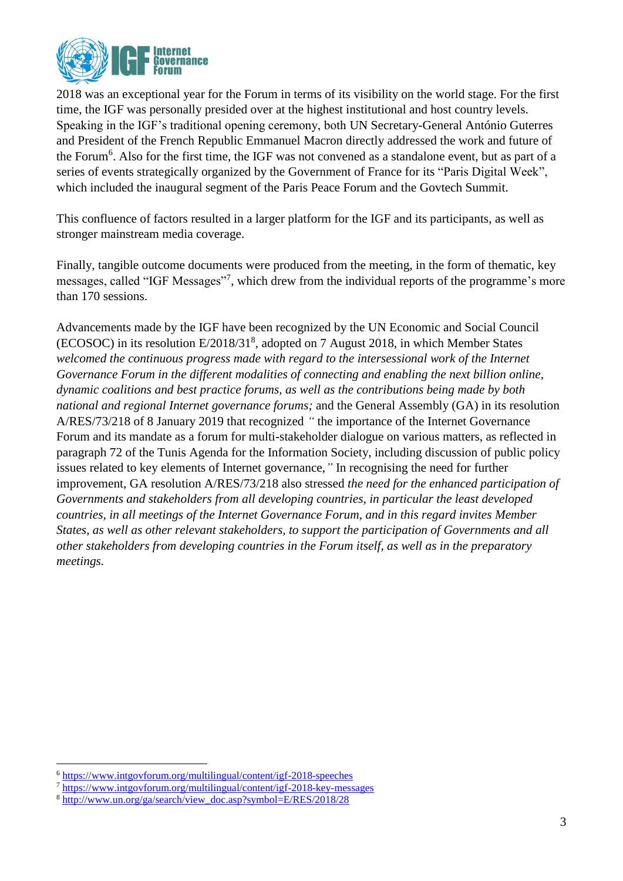2018 was an exceptional year for the Forum in terms of its visibility on the world stage. For the first time, the IGF was personally presided over at the highest institutional and host country levels. Speaking in the IGF's traditional opening ceremony, both UN Secretary-General António Guterres and President of the French Republic Emmanuel Macron directly addressed the work and future of the Forum[6]. Also for the first time, the IGF was not convened as a standalone event, but as part of a series of events strategically organized by the Government of France for its "Paris Digital Week", which included the inaugural segment of the Paris Peace Forum and the Govtech Summit.

This confluence of factors resulted in a larger platform for the IGF and its participants, as well as stronger mainstream media coverage.

Finally, tangible outcome documents were produced from the meeting, in the form of thematic, key messages, called "IGF Messages"[7], which drew from the individual reports of the programme's more than 170 sessions.

Advancements made by the IGF have been recognized by the UN Economic and Social Council (ECOSOC) in its resolution E/2018/31[8], adopted on 7 August 2018, in which Member States *welcomed the continuous progress made with regard to the intersessional work of the Internet Governance Forum in the different modalities of connecting and enabling the next billion online, dynamic coalitions and best practice forums, as well as the contributions being made by both national and regional Internet governance forums;* and the General Assembly (GA) in its resolution A/RES/73/218 of 8 January 2019 that recognized *"* the importance of the Internet Governance Forum and its mandate as a forum for multi-stakeholder dialogue on various matters, as reflected in paragraph 72 of the Tunis Agenda for the Information Society, including discussion of public policy issues related to key elements of Internet governance,*"* In recognising the need for further improvement, GA resolution A/RES/73/218 also stressed *the need for the enhanced participation of Governments and stakeholders from all developing countries, in particular the least developed countries, in all meetings of the Internet Governance Forum, and in this regard invites Member States, as well as other relevant stakeholders, to support the participation of Governments and all other stakeholders from developing countries in the Forum itself, as well as in the preparatory meetings.*

---

[6] https://www.intgovforum.org/multilingual/content/igf-2018-speeches

[7] https://www.intgovforum.org/multilingual/content/igf-2018-key-messages

[8] http://www.un.org/ga/search/view_doc.asp?symbol=E/RES/2018/28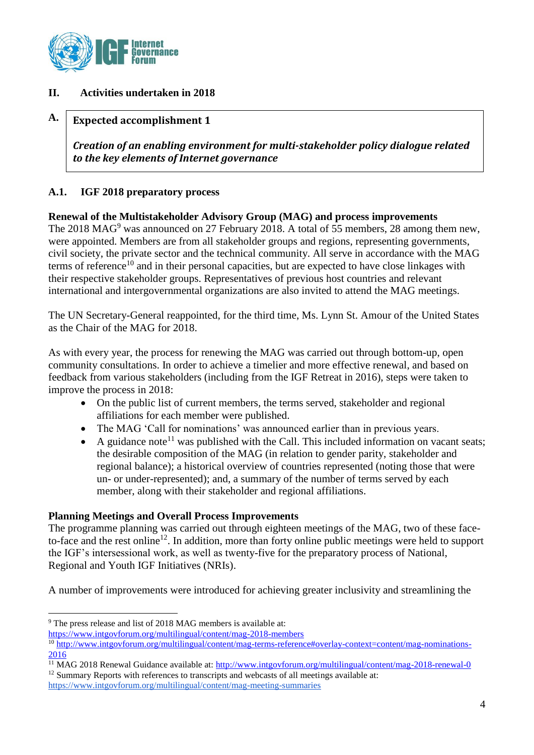## II. Activities undertaken in 2018

### A. Expected accomplishment 1

***Creation of an enabling environment for multi-stakeholder policy dialogue related to the key elements of Internet governance***

### A.1. IGF 2018 preparatory process

**Renewal of the Multistakeholder Advisory Group (MAG) and process improvements**

The 2018 MAG[9] was announced on 27 February 2018. A total of 55 members, 28 among them new, were appointed. Members are from all stakeholder groups and regions, representing governments, civil society, the private sector and the technical community. All serve in accordance with the MAG terms of reference[10] and in their personal capacities, but are expected to have close linkages with their respective stakeholder groups. Representatives of previous host countries and relevant international and intergovernmental organizations are also invited to attend the MAG meetings.

The UN Secretary-General reappointed, for the third time, Ms. Lynn St. Amour of the United States as the Chair of the MAG for 2018.

As with every year, the process for renewing the MAG was carried out through bottom-up, open community consultations. In order to achieve a timelier and more effective renewal, and based on feedback from various stakeholders (including from the IGF Retreat in 2016), steps were taken to improve the process in 2018:

- On the public list of current members, the terms served, stakeholder and regional affiliations for each member were published.
- The MAG 'Call for nominations' was announced earlier than in previous years.
- A guidance note[11] was published with the Call. This included information on vacant seats; the desirable composition of the MAG (in relation to gender parity, stakeholder and regional balance); a historical overview of countries represented (noting those that were un- or under-represented); and, a summary of the number of terms served by each member, along with their stakeholder and regional affiliations.

**Planning Meetings and Overall Process Improvements**

The programme planning was carried out through eighteen meetings of the MAG, two of these face-to-face and the rest online[12]. In addition, more than forty online public meetings were held to support the IGF's intersessional work, as well as twenty-five for the preparatory process of National, Regional and Youth IGF Initiatives (NRIs).

A number of improvements were introduced for achieving greater inclusivity and streamlining the

---

[9] The press release and list of 2018 MAG members is available at: https://www.intgovforum.org/multilingual/content/mag-2018-members

[10] http://www.intgovforum.org/multilingual/content/mag-terms-reference#overlay-context=content/mag-nominations-2016

[11] MAG 2018 Renewal Guidance available at: http://www.intgovforum.org/multilingual/content/mag-2018-renewal-0

[12] Summary Reports with references to transcripts and webcasts of all meetings available at: https://www.intgovforum.org/multilingual/content/mag-meeting-summaries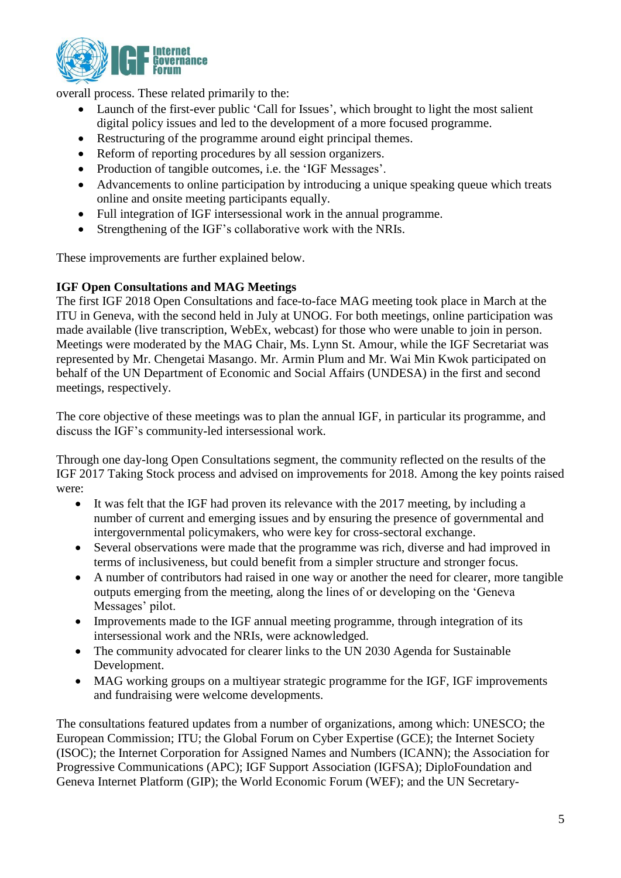overall process. These related primarily to the:

- Launch of the first-ever public 'Call for Issues', which brought to light the most salient digital policy issues and led to the development of a more focused programme.
- Restructuring of the programme around eight principal themes.
- Reform of reporting procedures by all session organizers.
- Production of tangible outcomes, i.e. the 'IGF Messages'.
- Advancements to online participation by introducing a unique speaking queue which treats online and onsite meeting participants equally.
- Full integration of IGF intersessional work in the annual programme.
- Strengthening of the IGF's collaborative work with the NRIs.

These improvements are further explained below.

**IGF Open Consultations and MAG Meetings**

The first IGF 2018 Open Consultations and face-to-face MAG meeting took place in March at the ITU in Geneva, with the second held in July at UNOG. For both meetings, online participation was made available (live transcription, WebEx, webcast) for those who were unable to join in person. Meetings were moderated by the MAG Chair, Ms. Lynn St. Amour, while the IGF Secretariat was represented by Mr. Chengetai Masango. Mr. Armin Plum and Mr. Wai Min Kwok participated on behalf of the UN Department of Economic and Social Affairs (UNDESA) in the first and second meetings, respectively.

The core objective of these meetings was to plan the annual IGF, in particular its programme, and discuss the IGF's community-led intersessional work.

Through one day-long Open Consultations segment, the community reflected on the results of the IGF 2017 Taking Stock process and advised on improvements for 2018. Among the key points raised were:

- It was felt that the IGF had proven its relevance with the 2017 meeting, by including a number of current and emerging issues and by ensuring the presence of governmental and intergovernmental policymakers, who were key for cross-sectoral exchange.
- Several observations were made that the programme was rich, diverse and had improved in terms of inclusiveness, but could benefit from a simpler structure and stronger focus.
- A number of contributors had raised in one way or another the need for clearer, more tangible outputs emerging from the meeting, along the lines of or developing on the 'Geneva Messages' pilot.
- Improvements made to the IGF annual meeting programme, through integration of its intersessional work and the NRIs, were acknowledged.
- The community advocated for clearer links to the UN 2030 Agenda for Sustainable Development.
- MAG working groups on a multiyear strategic programme for the IGF, IGF improvements and fundraising were welcome developments.

The consultations featured updates from a number of organizations, among which: UNESCO; the European Commission; ITU; the Global Forum on Cyber Expertise (GCE); the Internet Society (ISOC); the Internet Corporation for Assigned Names and Numbers (ICANN); the Association for Progressive Communications (APC); IGF Support Association (IGFSA); DiploFoundation and Geneva Internet Platform (GIP); the World Economic Forum (WEF); and the UN Secretary-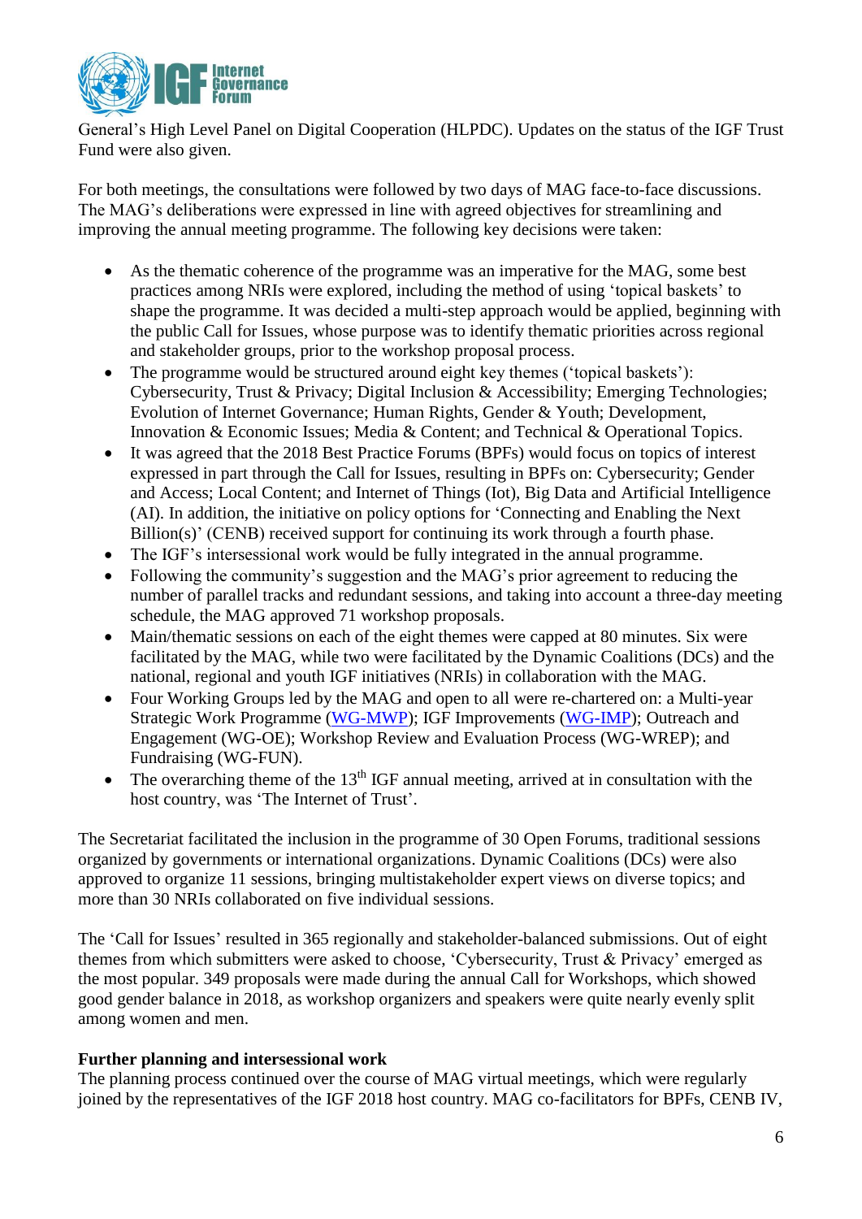General's High Level Panel on Digital Cooperation (HLPDC). Updates on the status of the IGF Trust Fund were also given.

For both meetings, the consultations were followed by two days of MAG face-to-face discussions. The MAG's deliberations were expressed in line with agreed objectives for streamlining and improving the annual meeting programme. The following key decisions were taken:

- As the thematic coherence of the programme was an imperative for the MAG, some best practices among NRIs were explored, including the method of using 'topical baskets' to shape the programme. It was decided a multi-step approach would be applied, beginning with the public Call for Issues, whose purpose was to identify thematic priorities across regional and stakeholder groups, prior to the workshop proposal process.
- The programme would be structured around eight key themes ('topical baskets'): Cybersecurity, Trust & Privacy; Digital Inclusion & Accessibility; Emerging Technologies; Evolution of Internet Governance; Human Rights, Gender & Youth; Development, Innovation & Economic Issues; Media & Content; and Technical & Operational Topics.
- It was agreed that the 2018 Best Practice Forums (BPFs) would focus on topics of interest expressed in part through the Call for Issues, resulting in BPFs on: Cybersecurity; Gender and Access; Local Content; and Internet of Things (Iot), Big Data and Artificial Intelligence (AI). In addition, the initiative on policy options for 'Connecting and Enabling the Next Billion(s)' (CENB) received support for continuing its work through a fourth phase.
- The IGF's intersessional work would be fully integrated in the annual programme.
- Following the community's suggestion and the MAG's prior agreement to reducing the number of parallel tracks and redundant sessions, and taking into account a three-day meeting schedule, the MAG approved 71 workshop proposals.
- Main/thematic sessions on each of the eight themes were capped at 80 minutes. Six were facilitated by the MAG, while two were facilitated by the Dynamic Coalitions (DCs) and the national, regional and youth IGF initiatives (NRIs) in collaboration with the MAG.
- Four Working Groups led by the MAG and open to all were re-chartered on: a Multi-year Strategic Work Programme (WG-MWP); IGF Improvements (WG-IMP); Outreach and Engagement (WG-OE); Workshop Review and Evaluation Process (WG-WREP); and Fundraising (WG-FUN).
- The overarching theme of the 13th IGF annual meeting, arrived at in consultation with the host country, was 'The Internet of Trust'.

The Secretariat facilitated the inclusion in the programme of 30 Open Forums, traditional sessions organized by governments or international organizations. Dynamic Coalitions (DCs) were also approved to organize 11 sessions, bringing multistakeholder expert views on diverse topics; and more than 30 NRIs collaborated on five individual sessions.

The 'Call for Issues' resulted in 365 regionally and stakeholder-balanced submissions. Out of eight themes from which submitters were asked to choose, 'Cybersecurity, Trust & Privacy' emerged as the most popular. 349 proposals were made during the annual Call for Workshops, which showed good gender balance in 2018, as workshop organizers and speakers were quite nearly evenly split among women and men.

**Further planning and intersessional work**

The planning process continued over the course of MAG virtual meetings, which were regularly joined by the representatives of the IGF 2018 host country. MAG co-facilitators for BPFs, CENB IV,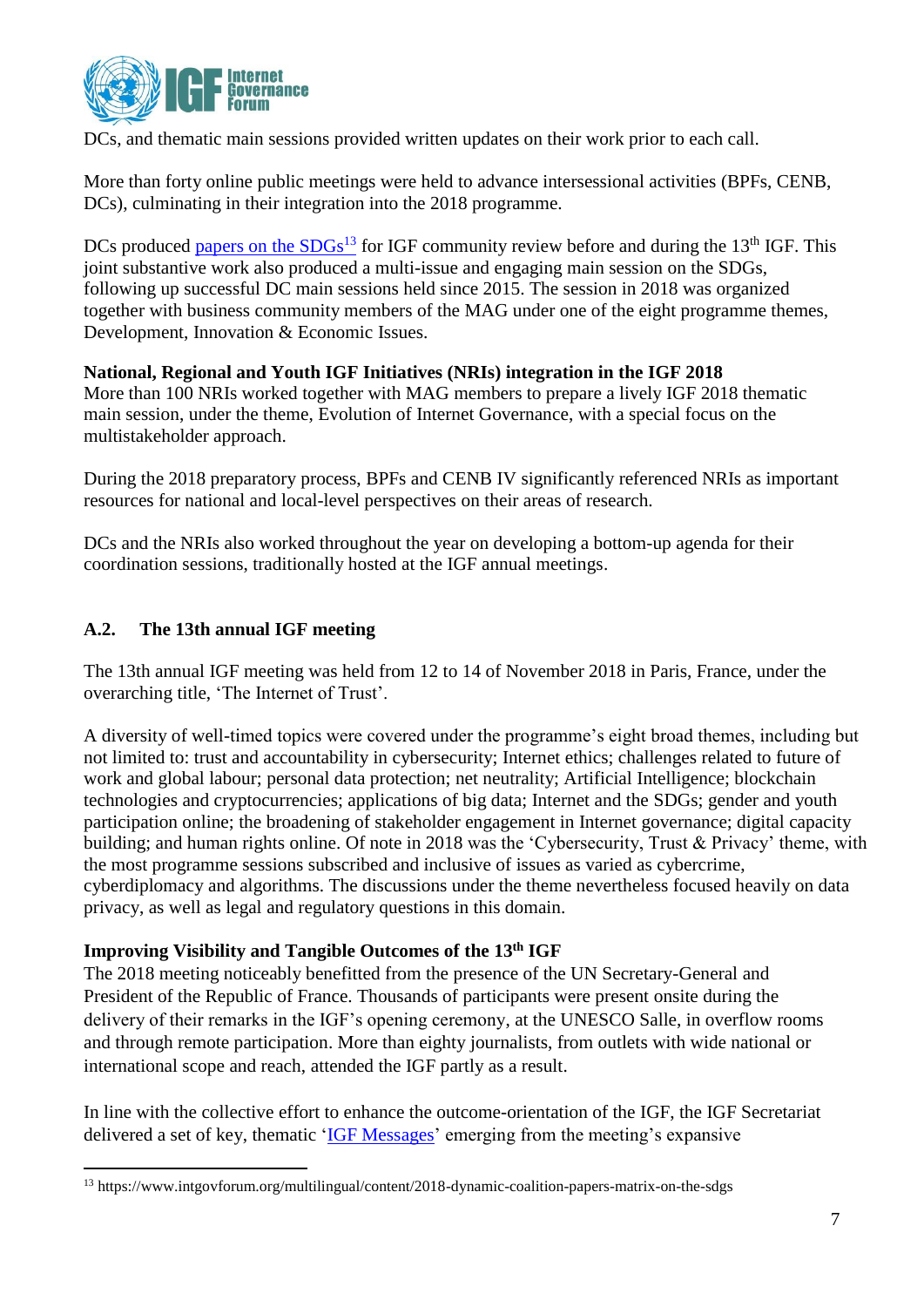DCs, and thematic main sessions provided written updates on their work prior to each call.

More than forty online public meetings were held to advance intersessional activities (BPFs, CENB, DCs), culminating in their integration into the 2018 programme.

DCs produced papers on the SDGs[13] for IGF community review before and during the 13th IGF. This joint substantive work also produced a multi-issue and engaging main session on the SDGs, following up successful DC main sessions held since 2015. The session in 2018 was organized together with business community members of the MAG under one of the eight programme themes, Development, Innovation & Economic Issues.

**National, Regional and Youth IGF Initiatives (NRIs) integration in the IGF 2018**
More than 100 NRIs worked together with MAG members to prepare a lively IGF 2018 thematic main session, under the theme, Evolution of Internet Governance, with a special focus on the multistakeholder approach.

During the 2018 preparatory process, BPFs and CENB IV significantly referenced NRIs as important resources for national and local-level perspectives on their areas of research.

DCs and the NRIs also worked throughout the year on developing a bottom-up agenda for their coordination sessions, traditionally hosted at the IGF annual meetings.

### A.2. The 13th annual IGF meeting

The 13th annual IGF meeting was held from 12 to 14 of November 2018 in Paris, France, under the overarching title, 'The Internet of Trust'.

A diversity of well-timed topics were covered under the programme's eight broad themes, including but not limited to: trust and accountability in cybersecurity; Internet ethics; challenges related to future of work and global labour; personal data protection; net neutrality; Artificial Intelligence; blockchain technologies and cryptocurrencies; applications of big data; Internet and the SDGs; gender and youth participation online; the broadening of stakeholder engagement in Internet governance; digital capacity building; and human rights online. Of note in 2018 was the 'Cybersecurity, Trust & Privacy' theme, with the most programme sessions subscribed and inclusive of issues as varied as cybercrime, cyberdiplomacy and algorithms. The discussions under the theme nevertheless focused heavily on data privacy, as well as legal and regulatory questions in this domain.

**Improving Visibility and Tangible Outcomes of the 13th IGF**
The 2018 meeting noticeably benefitted from the presence of the UN Secretary-General and President of the Republic of France. Thousands of participants were present onsite during the delivery of their remarks in the IGF's opening ceremony, at the UNESCO Salle, in overflow rooms and through remote participation. More than eighty journalists, from outlets with wide national or international scope and reach, attended the IGF partly as a result.

In line with the collective effort to enhance the outcome-orientation of the IGF, the IGF Secretariat delivered a set of key, thematic 'IGF Messages' emerging from the meeting's expansive

[13] https://www.intgovforum.org/multilingual/content/2018-dynamic-coalition-papers-matrix-on-the-sdgs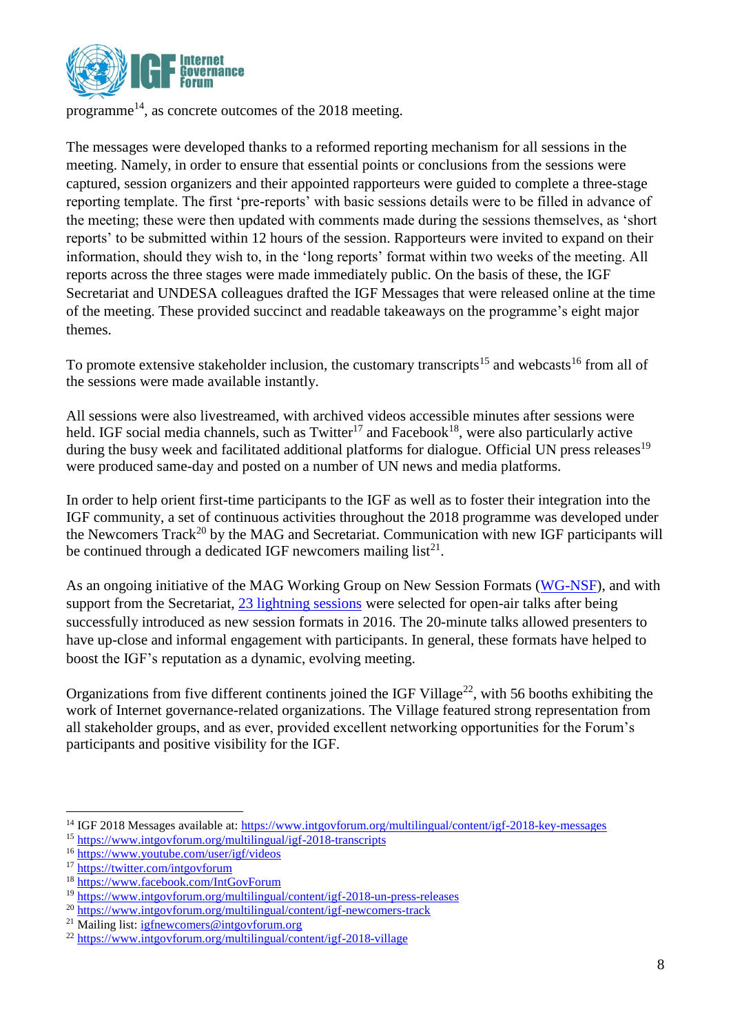programme[14], as concrete outcomes of the 2018 meeting.

The messages were developed thanks to a reformed reporting mechanism for all sessions in the meeting. Namely, in order to ensure that essential points or conclusions from the sessions were captured, session organizers and their appointed rapporteurs were guided to complete a three-stage reporting template. The first 'pre-reports' with basic sessions details were to be filled in advance of the meeting; these were then updated with comments made during the sessions themselves, as 'short reports' to be submitted within 12 hours of the session. Rapporteurs were invited to expand on their information, should they wish to, in the 'long reports' format within two weeks of the meeting. All reports across the three stages were made immediately public. On the basis of these, the IGF Secretariat and UNDESA colleagues drafted the IGF Messages that were released online at the time of the meeting. These provided succinct and readable takeaways on the programme's eight major themes.

To promote extensive stakeholder inclusion, the customary transcripts[15] and webcasts[16] from all of the sessions were made available instantly.

All sessions were also livestreamed, with archived videos accessible minutes after sessions were held. IGF social media channels, such as Twitter[17] and Facebook[18], were also particularly active during the busy week and facilitated additional platforms for dialogue. Official UN press releases[19] were produced same-day and posted on a number of UN news and media platforms.

In order to help orient first-time participants to the IGF as well as to foster their integration into the IGF community, a set of continuous activities throughout the 2018 programme was developed under the Newcomers Track[20] by the MAG and Secretariat. Communication with new IGF participants will be continued through a dedicated IGF newcomers mailing list[21].

As an ongoing initiative of the MAG Working Group on New Session Formats (WG-NSF), and with support from the Secretariat, 23 lightning sessions were selected for open-air talks after being successfully introduced as new session formats in 2016. The 20-minute talks allowed presenters to have up-close and informal engagement with participants. In general, these formats have helped to boost the IGF's reputation as a dynamic, evolving meeting.

Organizations from five different continents joined the IGF Village[22], with 56 booths exhibiting the work of Internet governance-related organizations. The Village featured strong representation from all stakeholder groups, and as ever, provided excellent networking opportunities for the Forum's participants and positive visibility for the IGF.

---

[14] IGF 2018 Messages available at: https://www.intgovforum.org/multilingual/content/igf-2018-key-messages

[15] https://www.intgovforum.org/multilingual/igf-2018-transcripts

[16] https://www.youtube.com/user/igf/videos

[17] https://twitter.com/intgovforum

[18] https://www.facebook.com/IntGovForum

[19] https://www.intgovforum.org/multilingual/content/igf-2018-un-press-releases

[20] https://www.intgovforum.org/multilingual/content/igf-newcomers-track

[21] Mailing list: igfnewcomers@intgovforum.org

[22] https://www.intgovforum.org/multilingual/content/igf-2018-village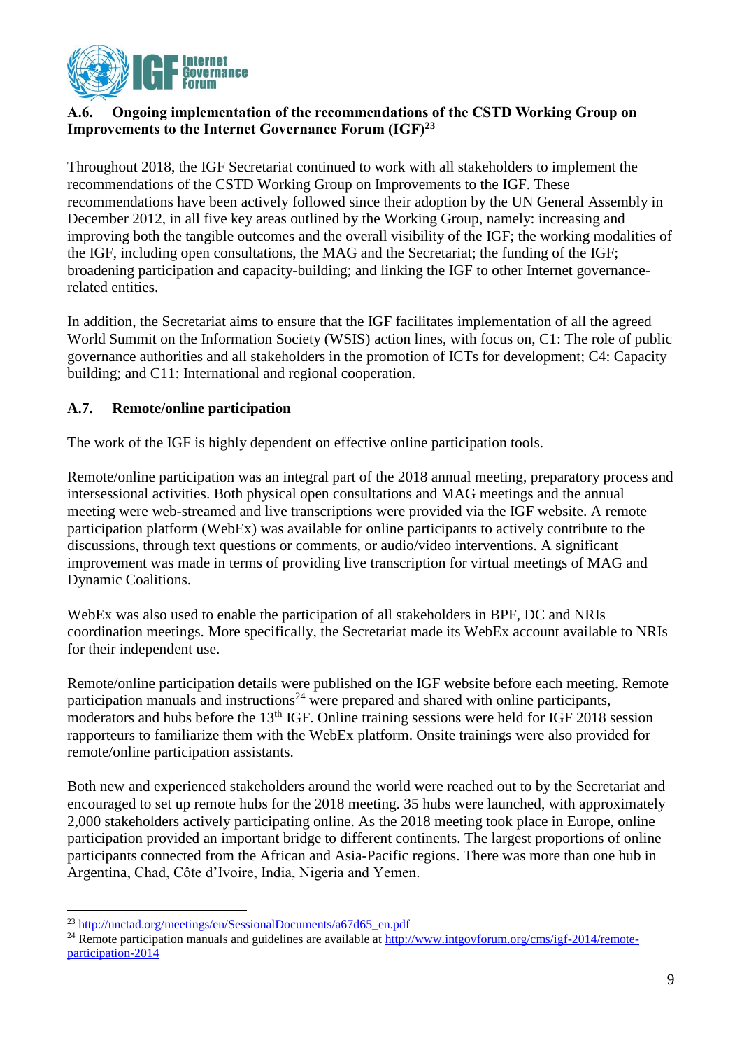### A.6. Ongoing implementation of the recommendations of the CSTD Working Group on Improvements to the Internet Governance Forum (IGF)[23]

Throughout 2018, the IGF Secretariat continued to work with all stakeholders to implement the recommendations of the CSTD Working Group on Improvements to the IGF. These recommendations have been actively followed since their adoption by the UN General Assembly in December 2012, in all five key areas outlined by the Working Group, namely: increasing and improving both the tangible outcomes and the overall visibility of the IGF; the working modalities of the IGF, including open consultations, the MAG and the Secretariat; the funding of the IGF; broadening participation and capacity-building; and linking the IGF to other Internet governance-related entities.

In addition, the Secretariat aims to ensure that the IGF facilitates implementation of all the agreed World Summit on the Information Society (WSIS) action lines, with focus on, C1: The role of public governance authorities and all stakeholders in the promotion of ICTs for development; C4: Capacity building; and C11: International and regional cooperation.

### A.7. Remote/online participation

The work of the IGF is highly dependent on effective online participation tools.

Remote/online participation was an integral part of the 2018 annual meeting, preparatory process and intersessional activities. Both physical open consultations and MAG meetings and the annual meeting were web-streamed and live transcriptions were provided via the IGF website. A remote participation platform (WebEx) was available for online participants to actively contribute to the discussions, through text questions or comments, or audio/video interventions. A significant improvement was made in terms of providing live transcription for virtual meetings of MAG and Dynamic Coalitions.

WebEx was also used to enable the participation of all stakeholders in BPF, DC and NRIs coordination meetings. More specifically, the Secretariat made its WebEx account available to NRIs for their independent use.

Remote/online participation details were published on the IGF website before each meeting. Remote participation manuals and instructions[24] were prepared and shared with online participants, moderators and hubs before the 13th IGF. Online training sessions were held for IGF 2018 session rapporteurs to familiarize them with the WebEx platform. Onsite trainings were also provided for remote/online participation assistants.

Both new and experienced stakeholders around the world were reached out to by the Secretariat and encouraged to set up remote hubs for the 2018 meeting. 35 hubs were launched, with approximately 2,000 stakeholders actively participating online. As the 2018 meeting took place in Europe, online participation provided an important bridge to different continents. The largest proportions of online participants connected from the African and Asia-Pacific regions. There was more than one hub in Argentina, Chad, Côte d'Ivoire, India, Nigeria and Yemen.

---

[23] http://unctad.org/meetings/en/SessionalDocuments/a67d65_en.pdf

[24] Remote participation manuals and guidelines are available at http://www.intgovforum.org/cms/igf-2014/remote-participation-2014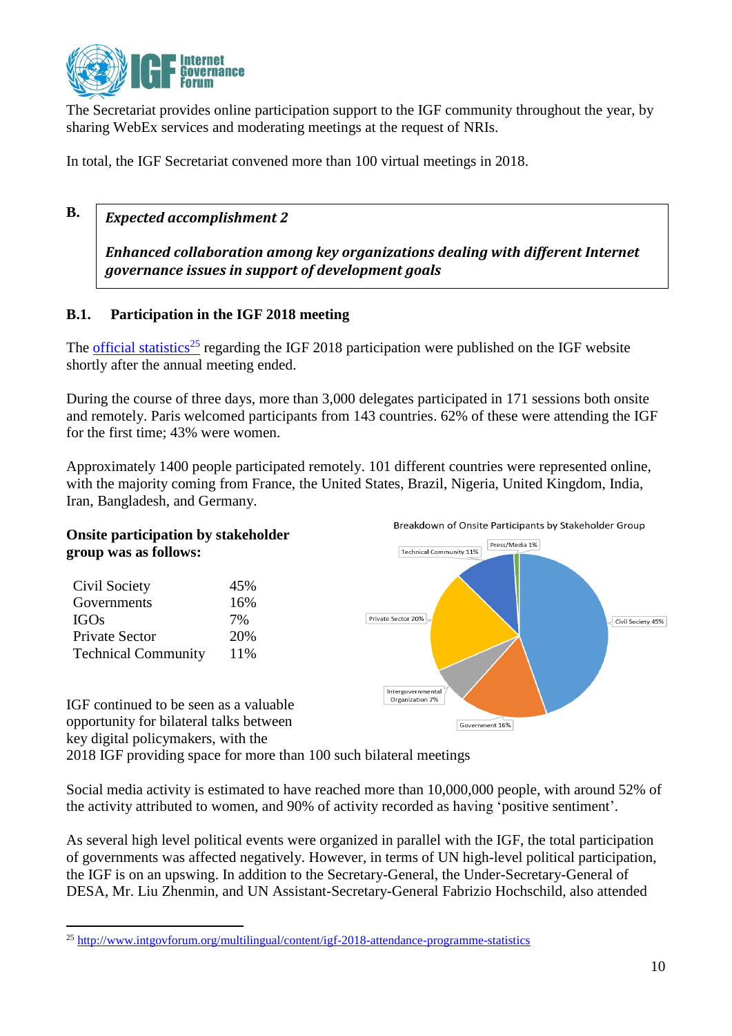The Secretariat provides online participation support to the IGF community throughout the year, by sharing WebEx services and moderating meetings at the request of NRIs.

In total, the IGF Secretariat convened more than 100 virtual meetings in 2018.

**B.**

***Expected accomplishment 2***

***Enhanced collaboration among key organizations dealing with different Internet governance issues in support of development goals***

### B.1. Participation in the IGF 2018 meeting

The official statistics[25] regarding the IGF 2018 participation were published on the IGF website shortly after the annual meeting ended.

During the course of three days, more than 3,000 delegates participated in 171 sessions both onsite and remotely. Paris welcomed participants from 143 countries. 62% of these were attending the IGF for the first time; 43% were women.

Approximately 1400 people participated remotely. 101 different countries were represented online, with the majority coming from France, the United States, Brazil, Nigeria, United Kingdom, India, Iran, Bangladesh, and Germany.

**Onsite participation by stakeholder group was as follows:**

| | |
|---|---|
| Civil Society | 45% |
| Governments | 16% |
| IGOs | 7% |
| Private Sector | 20% |
| Technical Community | 11% |

Breakdown of Onsite Participants by Stakeholder Group

IGF continued to be seen as a valuable opportunity for bilateral talks between key digital policymakers, with the 2018 IGF providing space for more than 100 such bilateral meetings

Social media activity is estimated to have reached more than 10,000,000 people, with around 52% of the activity attributed to women, and 90% of activity recorded as having 'positive sentiment'.

As several high level political events were organized in parallel with the IGF, the total participation of governments was affected negatively. However, in terms of UN high-level political participation, the IGF is on an upswing. In addition to the Secretary-General, the Under-Secretary-General of DESA, Mr. Liu Zhenmin, and UN Assistant-Secretary-General Fabrizio Hochschild, also attended

[25] http://www.intgovforum.org/multilingual/content/igf-2018-attendance-programme-statistics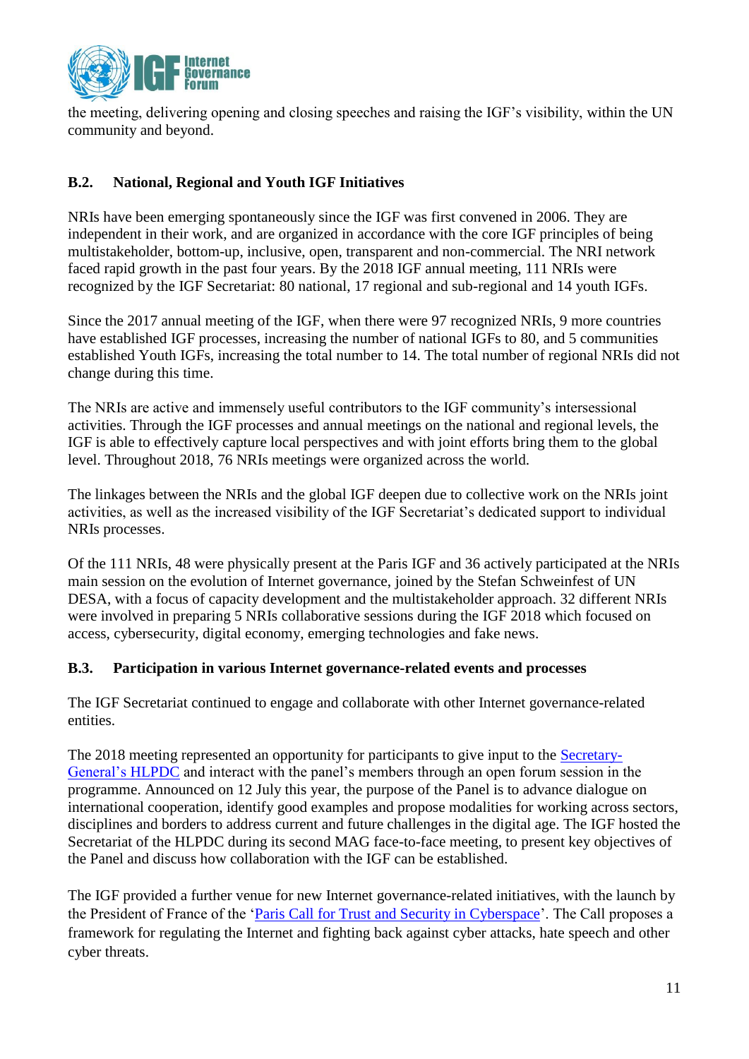the meeting, delivering opening and closing speeches and raising the IGF's visibility, within the UN community and beyond.

### B.2. National, Regional and Youth IGF Initiatives

NRIs have been emerging spontaneously since the IGF was first convened in 2006. They are independent in their work, and are organized in accordance with the core IGF principles of being multistakeholder, bottom-up, inclusive, open, transparent and non-commercial. The NRI network faced rapid growth in the past four years. By the 2018 IGF annual meeting, 111 NRIs were recognized by the IGF Secretariat: 80 national, 17 regional and sub-regional and 14 youth IGFs.

Since the 2017 annual meeting of the IGF, when there were 97 recognized NRIs, 9 more countries have established IGF processes, increasing the number of national IGFs to 80, and 5 communities established Youth IGFs, increasing the total number to 14. The total number of regional NRIs did not change during this time.

The NRIs are active and immensely useful contributors to the IGF community's intersessional activities. Through the IGF processes and annual meetings on the national and regional levels, the IGF is able to effectively capture local perspectives and with joint efforts bring them to the global level. Throughout 2018, 76 NRIs meetings were organized across the world.

The linkages between the NRIs and the global IGF deepen due to collective work on the NRIs joint activities, as well as the increased visibility of the IGF Secretariat's dedicated support to individual NRIs processes.

Of the 111 NRIs, 48 were physically present at the Paris IGF and 36 actively participated at the NRIs main session on the evolution of Internet governance, joined by the Stefan Schweinfest of UN DESA, with a focus of capacity development and the multistakeholder approach. 32 different NRIs were involved in preparing 5 NRIs collaborative sessions during the IGF 2018 which focused on access, cybersecurity, digital economy, emerging technologies and fake news.

### B.3. Participation in various Internet governance-related events and processes

The IGF Secretariat continued to engage and collaborate with other Internet governance-related entities.

The 2018 meeting represented an opportunity for participants to give input to the Secretary-General's HLPDC and interact with the panel's members through an open forum session in the programme. Announced on 12 July this year, the purpose of the Panel is to advance dialogue on international cooperation, identify good examples and propose modalities for working across sectors, disciplines and borders to address current and future challenges in the digital age. The IGF hosted the Secretariat of the HLPDC during its second MAG face-to-face meeting, to present key objectives of the Panel and discuss how collaboration with the IGF can be established.

The IGF provided a further venue for new Internet governance-related initiatives, with the launch by the President of France of the 'Paris Call for Trust and Security in Cyberspace'. The Call proposes a framework for regulating the Internet and fighting back against cyber attacks, hate speech and other cyber threats.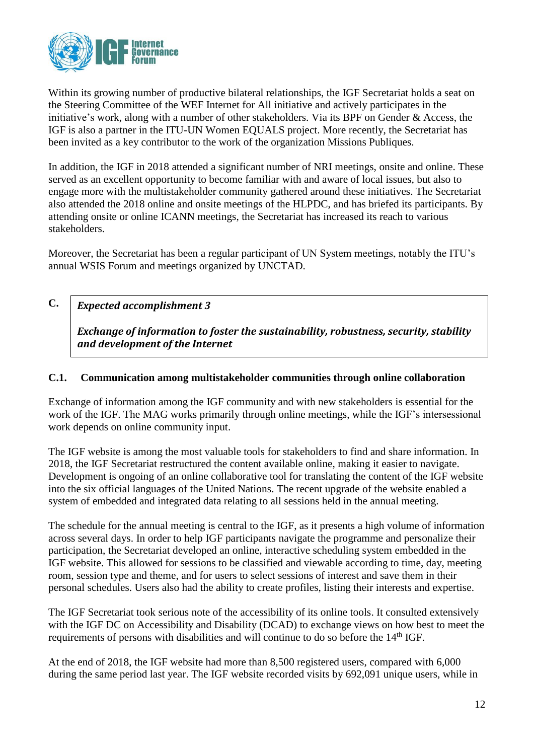Within its growing number of productive bilateral relationships, the IGF Secretariat holds a seat on the Steering Committee of the WEF Internet for All initiative and actively participates in the initiative's work, along with a number of other stakeholders. Via its BPF on Gender & Access, the IGF is also a partner in the ITU-UN Women EQUALS project. More recently, the Secretariat has been invited as a key contributor to the work of the organization Missions Publiques.

In addition, the IGF in 2018 attended a significant number of NRI meetings, onsite and online. These served as an excellent opportunity to become familiar with and aware of local issues, but also to engage more with the multistakeholder community gathered around these initiatives. The Secretariat also attended the 2018 online and onsite meetings of the HLPDC, and has briefed its participants. By attending onsite or online ICANN meetings, the Secretariat has increased its reach to various stakeholders.

Moreover, the Secretariat has been a regular participant of UN System meetings, notably the ITU's annual WSIS Forum and meetings organized by UNCTAD.

## C. *Expected accomplishment 3*

***Exchange of information to foster the sustainability, robustness, security, stability and development of the Internet***

### C.1. Communication among multistakeholder communities through online collaboration

Exchange of information among the IGF community and with new stakeholders is essential for the work of the IGF. The MAG works primarily through online meetings, while the IGF's intersessional work depends on online community input.

The IGF website is among the most valuable tools for stakeholders to find and share information. In 2018, the IGF Secretariat restructured the content available online, making it easier to navigate. Development is ongoing of an online collaborative tool for translating the content of the IGF website into the six official languages of the United Nations. The recent upgrade of the website enabled a system of embedded and integrated data relating to all sessions held in the annual meeting.

The schedule for the annual meeting is central to the IGF, as it presents a high volume of information across several days. In order to help IGF participants navigate the programme and personalize their participation, the Secretariat developed an online, interactive scheduling system embedded in the IGF website. This allowed for sessions to be classified and viewable according to time, day, meeting room, session type and theme, and for users to select sessions of interest and save them in their personal schedules. Users also had the ability to create profiles, listing their interests and expertise.

The IGF Secretariat took serious note of the accessibility of its online tools. It consulted extensively with the IGF DC on Accessibility and Disability (DCAD) to exchange views on how best to meet the requirements of persons with disabilities and will continue to do so before the 14th IGF.

At the end of 2018, the IGF website had more than 8,500 registered users, compared with 6,000 during the same period last year. The IGF website recorded visits by 692,091 unique users, while in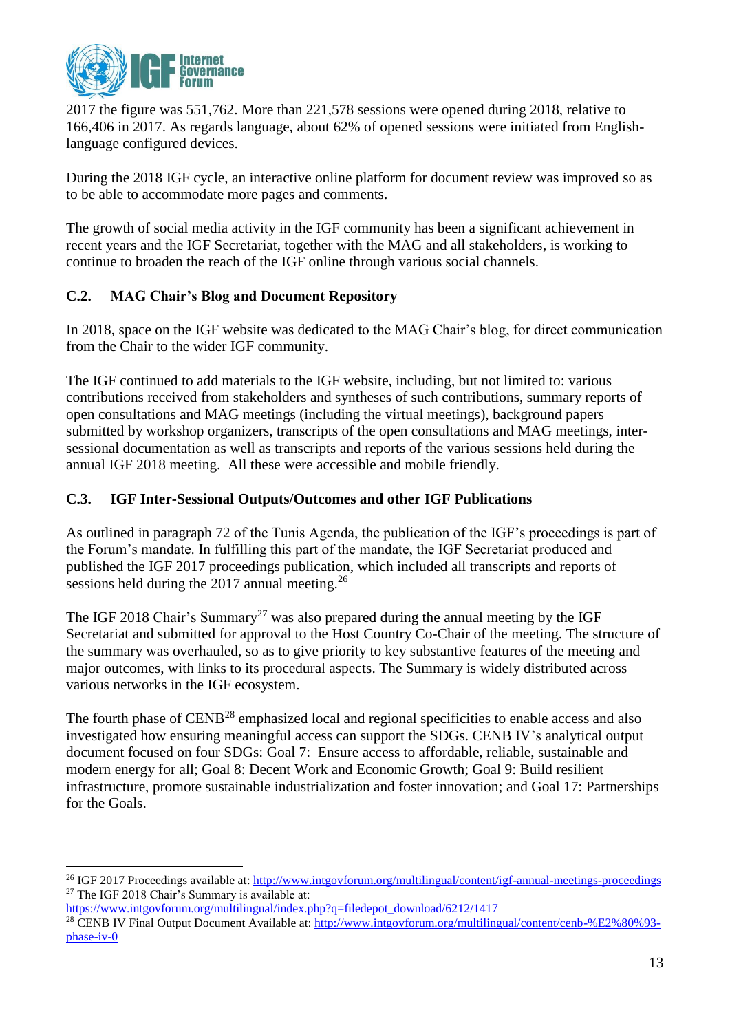2017 the figure was 551,762. More than 221,578 sessions were opened during 2018, relative to 166,406 in 2017. As regards language, about 62% of opened sessions were initiated from English-language configured devices.

During the 2018 IGF cycle, an interactive online platform for document review was improved so as to be able to accommodate more pages and comments.

The growth of social media activity in the IGF community has been a significant achievement in recent years and the IGF Secretariat, together with the MAG and all stakeholders, is working to continue to broaden the reach of the IGF online through various social channels.

### C.2. MAG Chair's Blog and Document Repository

In 2018, space on the IGF website was dedicated to the MAG Chair's blog, for direct communication from the Chair to the wider IGF community.

The IGF continued to add materials to the IGF website, including, but not limited to: various contributions received from stakeholders and syntheses of such contributions, summary reports of open consultations and MAG meetings (including the virtual meetings), background papers submitted by workshop organizers, transcripts of the open consultations and MAG meetings, inter-sessional documentation as well as transcripts and reports of the various sessions held during the annual IGF 2018 meeting. All these were accessible and mobile friendly.

### C.3. IGF Inter-Sessional Outputs/Outcomes and other IGF Publications

As outlined in paragraph 72 of the Tunis Agenda, the publication of the IGF's proceedings is part of the Forum's mandate. In fulfilling this part of the mandate, the IGF Secretariat produced and published the IGF 2017 proceedings publication, which included all transcripts and reports of sessions held during the 2017 annual meeting.[26]

The IGF 2018 Chair's Summary[27] was also prepared during the annual meeting by the IGF Secretariat and submitted for approval to the Host Country Co-Chair of the meeting. The structure of the summary was overhauled, so as to give priority to key substantive features of the meeting and major outcomes, with links to its procedural aspects. The Summary is widely distributed across various networks in the IGF ecosystem.

The fourth phase of CENB[28] emphasized local and regional specificities to enable access and also investigated how ensuring meaningful access can support the SDGs. CENB IV's analytical output document focused on four SDGs: Goal 7: Ensure access to affordable, reliable, sustainable and modern energy for all; Goal 8: Decent Work and Economic Growth; Goal 9: Build resilient infrastructure, promote sustainable industrialization and foster innovation; and Goal 17: Partnerships for the Goals.

---

[26] IGF 2017 Proceedings available at: http://www.intgovforum.org/multilingual/content/igf-annual-meetings-proceedings

[27] The IGF 2018 Chair's Summary is available at: https://www.intgovforum.org/multilingual/index.php?q=filedepot_download/6212/1417

[28] CENB IV Final Output Document Available at: http://www.intgovforum.org/multilingual/content/cenb-%E2%80%93-phase-iv-0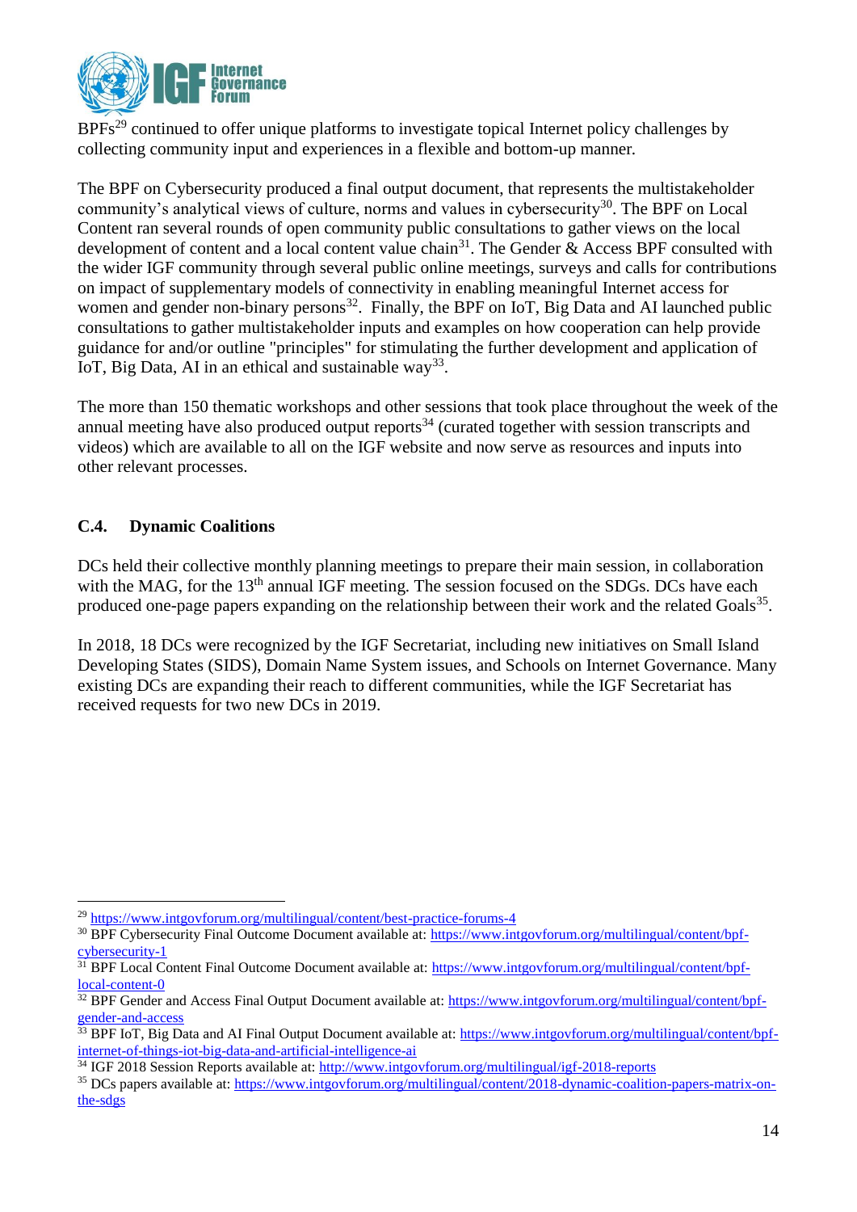BPFs[29] continued to offer unique platforms to investigate topical Internet policy challenges by collecting community input and experiences in a flexible and bottom-up manner.

The BPF on Cybersecurity produced a final output document, that represents the multistakeholder community's analytical views of culture, norms and values in cybersecurity[30]. The BPF on Local Content ran several rounds of open community public consultations to gather views on the local development of content and a local content value chain[31]. The Gender & Access BPF consulted with the wider IGF community through several public online meetings, surveys and calls for contributions on impact of supplementary models of connectivity in enabling meaningful Internet access for women and gender non-binary persons[32]. Finally, the BPF on IoT, Big Data and AI launched public consultations to gather multistakeholder inputs and examples on how cooperation can help provide guidance for and/or outline "principles" for stimulating the further development and application of IoT, Big Data, AI in an ethical and sustainable way[33].

The more than 150 thematic workshops and other sessions that took place throughout the week of the annual meeting have also produced output reports[34] (curated together with session transcripts and videos) which are available to all on the IGF website and now serve as resources and inputs into other relevant processes.

### C.4. Dynamic Coalitions

DCs held their collective monthly planning meetings to prepare their main session, in collaboration with the MAG, for the 13th annual IGF meeting. The session focused on the SDGs. DCs have each produced one-page papers expanding on the relationship between their work and the related Goals[35].

In 2018, 18 DCs were recognized by the IGF Secretariat, including new initiatives on Small Island Developing States (SIDS), Domain Name System issues, and Schools on Internet Governance. Many existing DCs are expanding their reach to different communities, while the IGF Secretariat has received requests for two new DCs in 2019.

---

[29] https://www.intgovforum.org/multilingual/content/best-practice-forums-4

[30] BPF Cybersecurity Final Outcome Document available at: https://www.intgovforum.org/multilingual/content/bpf-cybersecurity-1

[31] BPF Local Content Final Outcome Document available at: https://www.intgovforum.org/multilingual/content/bpf-local-content-0

[32] BPF Gender and Access Final Output Document available at: https://www.intgovforum.org/multilingual/content/bpf-gender-and-access

[33] BPF IoT, Big Data and AI Final Output Document available at: https://www.intgovforum.org/multilingual/content/bpf-internet-of-things-iot-big-data-and-artificial-intelligence-ai

[34] IGF 2018 Session Reports available at: http://www.intgovforum.org/multilingual/igf-2018-reports

[35] DCs papers available at: https://www.intgovforum.org/multilingual/content/2018-dynamic-coalition-papers-matrix-on-the-sdgs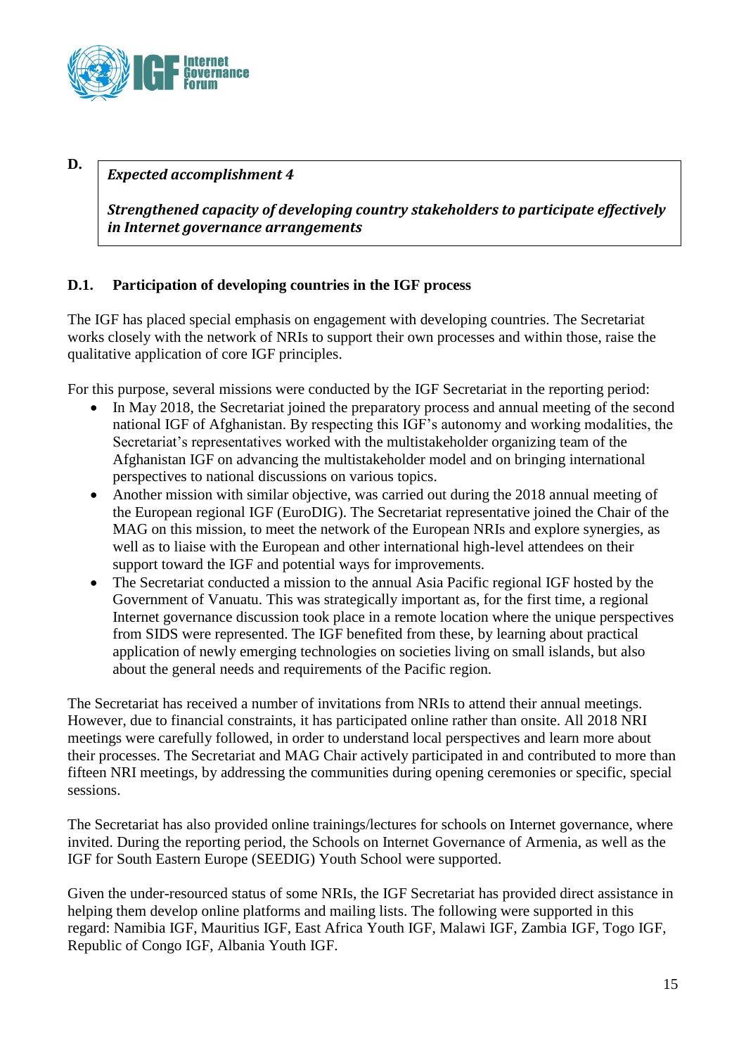**D.**

> ***Expected accomplishment 4***
>
> ***Strengthened capacity of developing country stakeholders to participate effectively in Internet governance arrangements***

### D.1. Participation of developing countries in the IGF process

The IGF has placed special emphasis on engagement with developing countries. The Secretariat works closely with the network of NRIs to support their own processes and within those, raise the qualitative application of core IGF principles.

For this purpose, several missions were conducted by the IGF Secretariat in the reporting period:

- In May 2018, the Secretariat joined the preparatory process and annual meeting of the second national IGF of Afghanistan. By respecting this IGF's autonomy and working modalities, the Secretariat's representatives worked with the multistakeholder organizing team of the Afghanistan IGF on advancing the multistakeholder model and on bringing international perspectives to national discussions on various topics.
- Another mission with similar objective, was carried out during the 2018 annual meeting of the European regional IGF (EuroDIG). The Secretariat representative joined the Chair of the MAG on this mission, to meet the network of the European NRIs and explore synergies, as well as to liaise with the European and other international high-level attendees on their support toward the IGF and potential ways for improvements.
- The Secretariat conducted a mission to the annual Asia Pacific regional IGF hosted by the Government of Vanuatu. This was strategically important as, for the first time, a regional Internet governance discussion took place in a remote location where the unique perspectives from SIDS were represented. The IGF benefited from these, by learning about practical application of newly emerging technologies on societies living on small islands, but also about the general needs and requirements of the Pacific region.

The Secretariat has received a number of invitations from NRIs to attend their annual meetings. However, due to financial constraints, it has participated online rather than onsite. All 2018 NRI meetings were carefully followed, in order to understand local perspectives and learn more about their processes. The Secretariat and MAG Chair actively participated in and contributed to more than fifteen NRI meetings, by addressing the communities during opening ceremonies or specific, special sessions.

The Secretariat has also provided online trainings/lectures for schools on Internet governance, where invited. During the reporting period, the Schools on Internet Governance of Armenia, as well as the IGF for South Eastern Europe (SEEDIG) Youth School were supported.

Given the under-resourced status of some NRIs, the IGF Secretariat has provided direct assistance in helping them develop online platforms and mailing lists. The following were supported in this regard: Namibia IGF, Mauritius IGF, East Africa Youth IGF, Malawi IGF, Zambia IGF, Togo IGF, Republic of Congo IGF, Albania Youth IGF.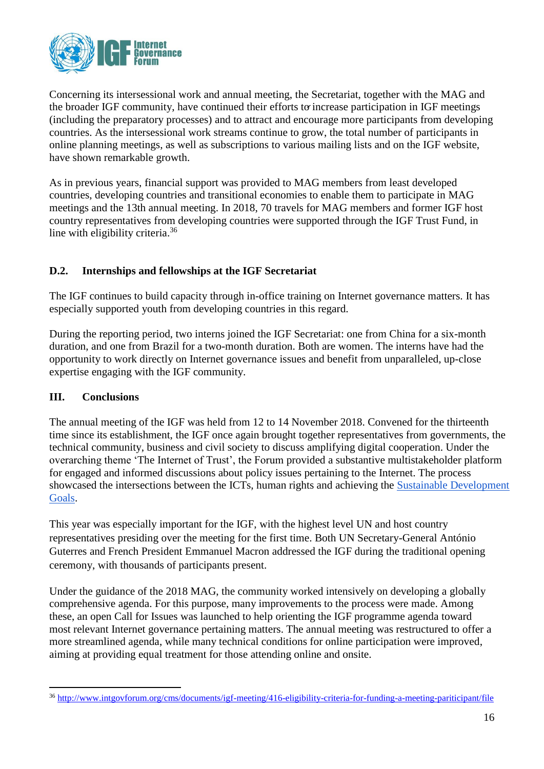Concerning its intersessional work and annual meeting, the Secretariat, together with the MAG and the broader IGF community, have continued their efforts to increase participation in IGF meetings (including the preparatory processes) and to attract and encourage more participants from developing countries. As the intersessional work streams continue to grow, the total number of participants in online planning meetings, as well as subscriptions to various mailing lists and on the IGF website, have shown remarkable growth.

As in previous years, financial support was provided to MAG members from least developed countries, developing countries and transitional economies to enable them to participate in MAG meetings and the 13th annual meeting. In 2018, 70 travels for MAG members and former IGF host country representatives from developing countries were supported through the IGF Trust Fund, in line with eligibility criteria.[36]

### D.2. Internships and fellowships at the IGF Secretariat

The IGF continues to build capacity through in-office training on Internet governance matters. It has especially supported youth from developing countries in this regard.

During the reporting period, two interns joined the IGF Secretariat: one from China for a six-month duration, and one from Brazil for a two-month duration. Both are women. The interns have had the opportunity to work directly on Internet governance issues and benefit from unparalleled, up-close expertise engaging with the IGF community.

## III. Conclusions

The annual meeting of the IGF was held from 12 to 14 November 2018. Convened for the thirteenth time since its establishment, the IGF once again brought together representatives from governments, the technical community, business and civil society to discuss amplifying digital cooperation. Under the overarching theme 'The Internet of Trust', the Forum provided a substantive multistakeholder platform for engaged and informed discussions about policy issues pertaining to the Internet. The process showcased the intersections between the ICTs, human rights and achieving the [Sustainable Development Goals](Sustainable Development Goals).

This year was especially important for the IGF, with the highest level UN and host country representatives presiding over the meeting for the first time. Both UN Secretary-General António Guterres and French President Emmanuel Macron addressed the IGF during the traditional opening ceremony, with thousands of participants present.

Under the guidance of the 2018 MAG, the community worked intensively on developing a globally comprehensive agenda. For this purpose, many improvements to the process were made. Among these, an open Call for Issues was launched to help orienting the IGF programme agenda toward most relevant Internet governance pertaining matters. The annual meeting was restructured to offer a more streamlined agenda, while many technical conditions for online participation were improved, aiming at providing equal treatment for those attending online and onsite.

---

[36] http://www.intgovforum.org/cms/documents/igf-meeting/416-eligibility-criteria-for-funding-a-meeting-pariticipant/file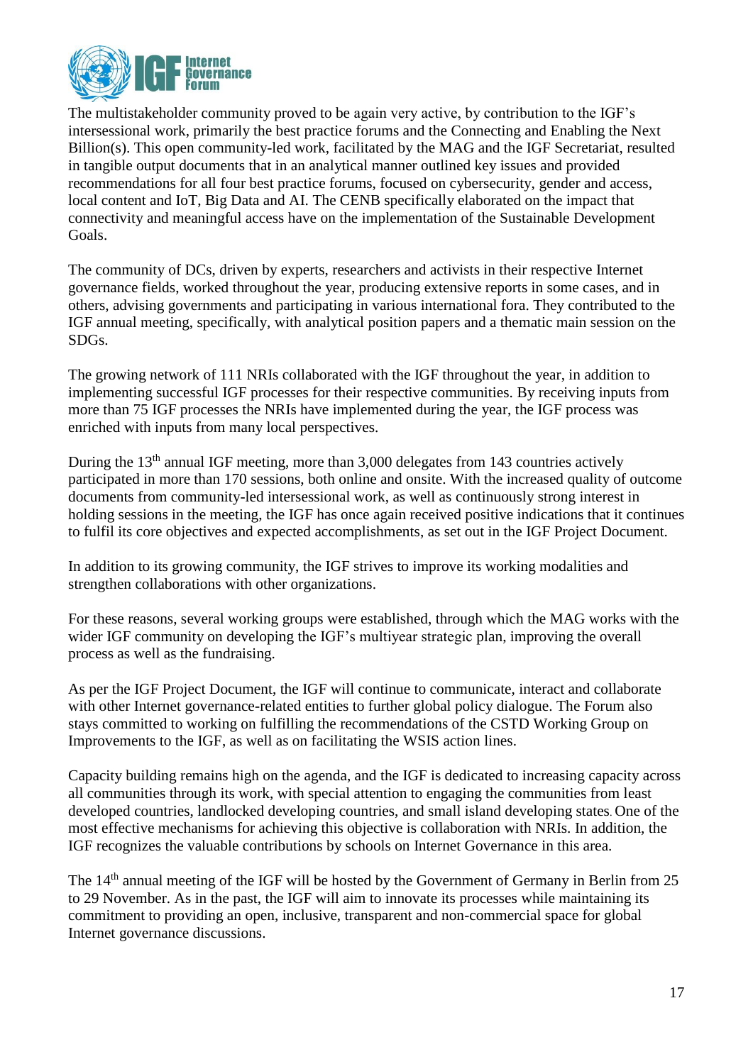The multistakeholder community proved to be again very active, by contribution to the IGF's intersessional work, primarily the best practice forums and the Connecting and Enabling the Next Billion(s). This open community-led work, facilitated by the MAG and the IGF Secretariat, resulted in tangible output documents that in an analytical manner outlined key issues and provided recommendations for all four best practice forums, focused on cybersecurity, gender and access, local content and IoT, Big Data and AI. The CENB specifically elaborated on the impact that connectivity and meaningful access have on the implementation of the Sustainable Development Goals.

The community of DCs, driven by experts, researchers and activists in their respective Internet governance fields, worked throughout the year, producing extensive reports in some cases, and in others, advising governments and participating in various international fora. They contributed to the IGF annual meeting, specifically, with analytical position papers and a thematic main session on the SDGs.

The growing network of 111 NRIs collaborated with the IGF throughout the year, in addition to implementing successful IGF processes for their respective communities. By receiving inputs from more than 75 IGF processes the NRIs have implemented during the year, the IGF process was enriched with inputs from many local perspectives.

During the 13th annual IGF meeting, more than 3,000 delegates from 143 countries actively participated in more than 170 sessions, both online and onsite. With the increased quality of outcome documents from community-led intersessional work, as well as continuously strong interest in holding sessions in the meeting, the IGF has once again received positive indications that it continues to fulfil its core objectives and expected accomplishments, as set out in the IGF Project Document.

In addition to its growing community, the IGF strives to improve its working modalities and strengthen collaborations with other organizations.

For these reasons, several working groups were established, through which the MAG works with the wider IGF community on developing the IGF's multiyear strategic plan, improving the overall process as well as the fundraising.

As per the IGF Project Document, the IGF will continue to communicate, interact and collaborate with other Internet governance-related entities to further global policy dialogue. The Forum also stays committed to working on fulfilling the recommendations of the CSTD Working Group on Improvements to the IGF, as well as on facilitating the WSIS action lines.

Capacity building remains high on the agenda, and the IGF is dedicated to increasing capacity across all communities through its work, with special attention to engaging the communities from least developed countries, landlocked developing countries, and small island developing states. One of the most effective mechanisms for achieving this objective is collaboration with NRIs. In addition, the IGF recognizes the valuable contributions by schools on Internet Governance in this area.

The 14th annual meeting of the IGF will be hosted by the Government of Germany in Berlin from 25 to 29 November. As in the past, the IGF will aim to innovate its processes while maintaining its commitment to providing an open, inclusive, transparent and non-commercial space for global Internet governance discussions.